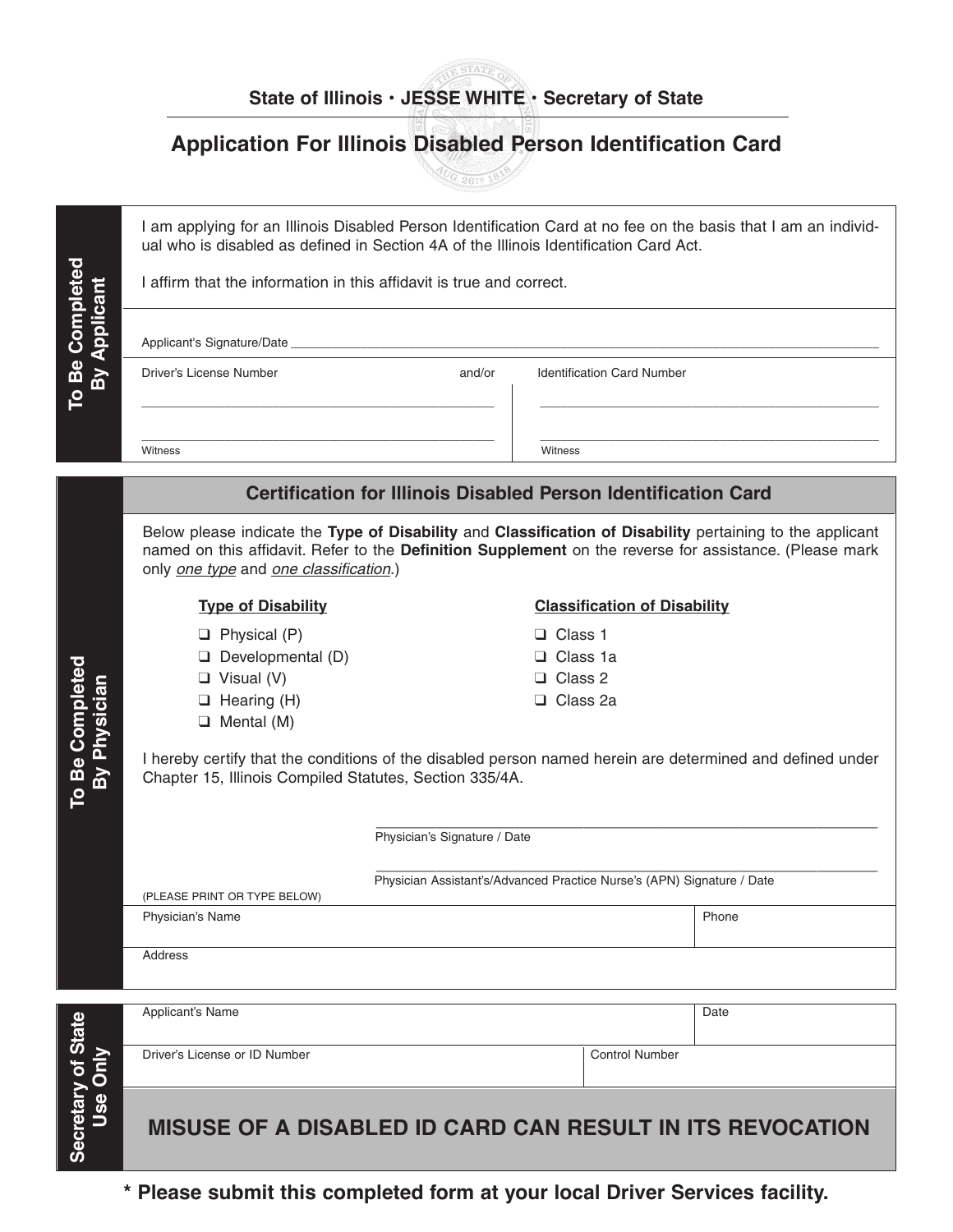State of Illinois · JESSE WHITE · Secretary of State

# Application For Illinois Disabled Person Identification Card

## To Be Completed By Applicant

I am applying for an Illinois Disabled Person Identification Card at no fee on the basis that I am an individual who is disabled as defined in Section 4A of the Illinois Identification Card Act.

I affirm that the information in this affidavit is true and correct.

Applicant's Signature/Date ______________________________

| Driver's License Number | and/or | Identification Card Number |
|---|---|---|
| ______________________________ | | ______________________________ |
| ______________________________ | | ______________________________ |
| Witness | | Witness |

## To Be Completed By Physician

### Certification for Illinois Disabled Person Identification Card

Below please indicate the **Type of Disability** and **Classification of Disability** pertaining to the applicant named on this affidavit. Refer to the **Definition Supplement** on the reverse for assistance. (Please mark only *one type* and *one classification*.)

**Type of Disability**

- ☐ Physical (P)
- ☐ Developmental (D)
- ☐ Visual (V)
- ☐ Hearing (H)
- ☐ Mental (M)

**Classification of Disability**

- ☐ Class 1
- ☐ Class 1a
- ☐ Class 2
- ☐ Class 2a

I hereby certify that the conditions of the disabled person named herein are determined and defined under Chapter 15, Illinois Compiled Statutes, Section 335/4A.

______________________________
Physician's Signature / Date

______________________________
Physician Assistant's/Advanced Practice Nurse's (APN) Signature / Date

(PLEASE PRINT OR TYPE BELOW)

| Physician's Name | Phone |
|---|---|
| Address | |

## Secretary of State Use Only

| Applicant's Name | Date |
|---|---|
| Driver's License or ID Number | Control Number |

**MISUSE OF A DISABLED ID CARD CAN RESULT IN ITS REVOCATION**

**\* Please submit this completed form at your local Driver Services facility.**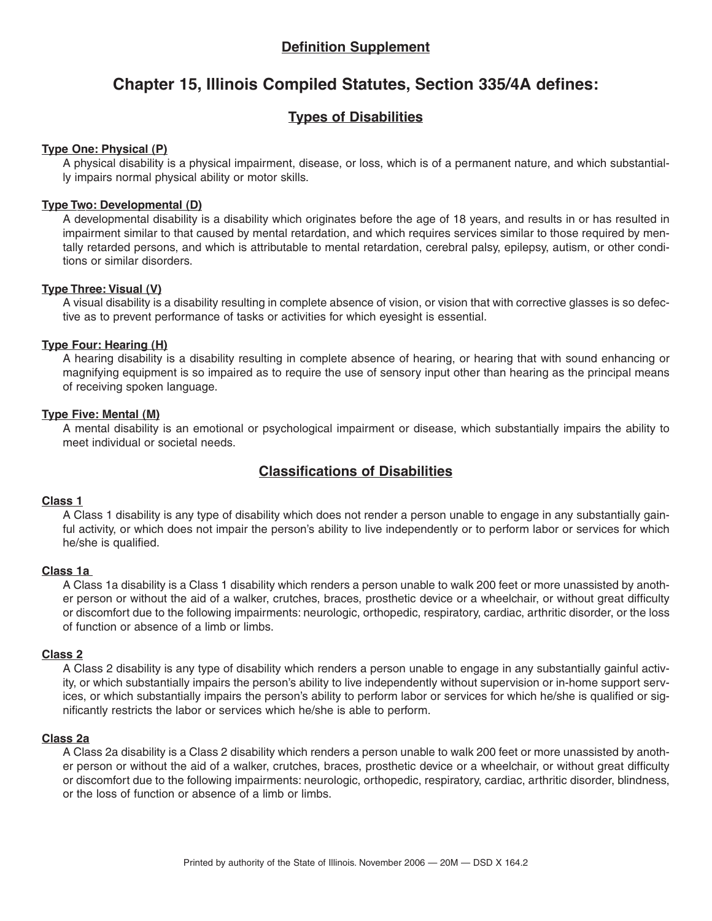## Definition Supplement

# Chapter 15, Illinois Compiled Statutes, Section 335/4A defines:

## Types of Disabilities

**Type One: Physical (P)**

A physical disability is a physical impairment, disease, or loss, which is of a permanent nature, and which substantially impairs normal physical ability or motor skills.

**Type Two: Developmental (D)**

A developmental disability is a disability which originates before the age of 18 years, and results in or has resulted in impairment similar to that caused by mental retardation, and which requires services similar to those required by mentally retarded persons, and which is attributable to mental retardation, cerebral palsy, epilepsy, autism, or other conditions or similar disorders.

**Type Three: Visual (V)**

A visual disability is a disability resulting in complete absence of vision, or vision that with corrective glasses is so defective as to prevent performance of tasks or activities for which eyesight is essential.

**Type Four: Hearing (H)**

A hearing disability is a disability resulting in complete absence of hearing, or hearing that with sound enhancing or magnifying equipment is so impaired as to require the use of sensory input other than hearing as the principal means of receiving spoken language.

**Type Five: Mental (M)**

A mental disability is an emotional or psychological impairment or disease, which substantially impairs the ability to meet individual or societal needs.

## Classifications of Disabilities

**Class 1**

A Class 1 disability is any type of disability which does not render a person unable to engage in any substantially gainful activity, or which does not impair the person's ability to live independently or to perform labor or services for which he/she is qualified.

**Class 1a**

A Class 1a disability is a Class 1 disability which renders a person unable to walk 200 feet or more unassisted by another person or without the aid of a walker, crutches, braces, prosthetic device or a wheelchair, or without great difficulty or discomfort due to the following impairments: neurologic, orthopedic, respiratory, cardiac, arthritic disorder, or the loss of function or absence of a limb or limbs.

**Class 2**

A Class 2 disability is any type of disability which renders a person unable to engage in any substantially gainful activity, or which substantially impairs the person's ability to live independently without supervision or in-home support services, or which substantially impairs the person's ability to perform labor or services for which he/she is qualified or significantly restricts the labor or services which he/she is able to perform.

**Class 2a**

A Class 2a disability is a Class 2 disability which renders a person unable to walk 200 feet or more unassisted by another person or without the aid of a walker, crutches, braces, prosthetic device or a wheelchair, or without great difficulty or discomfort due to the following impairments: neurologic, orthopedic, respiratory, cardiac, arthritic disorder, blindness, or the loss of function or absence of a limb or limbs.

Printed by authority of the State of Illinois. November 2006 — 20M — DSD X 164.2